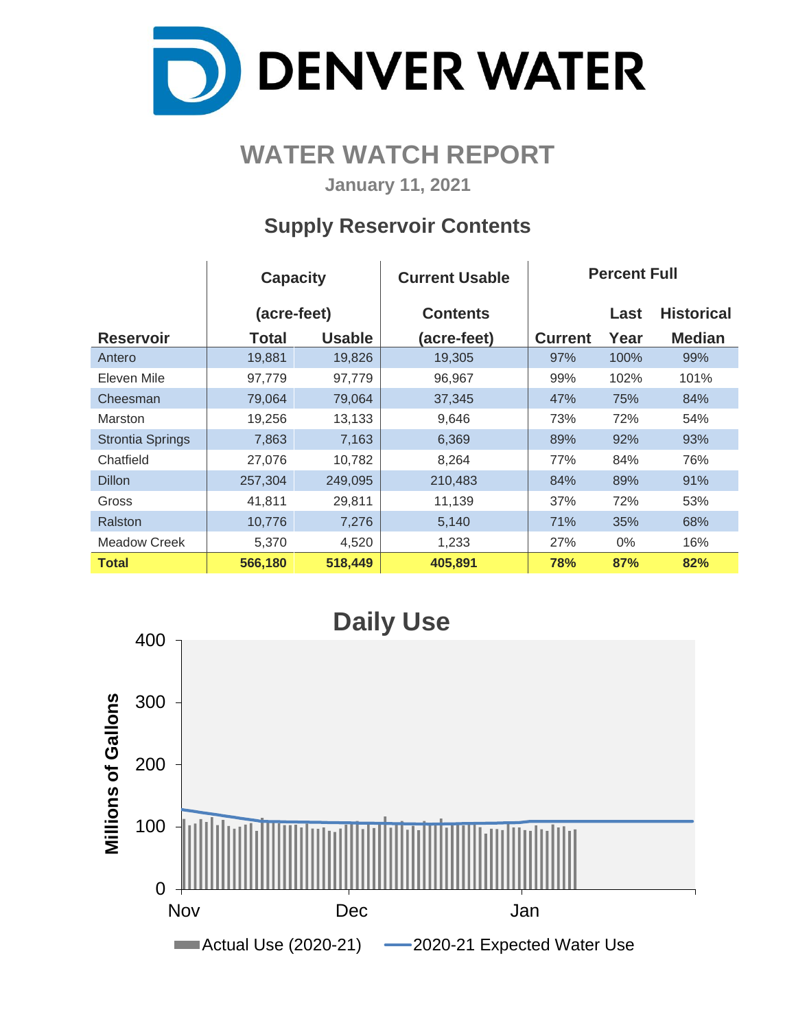# DENVER WATER

## WATER WATCH REPORT

January 11, 2021

### Supply Reservoir Contents

| Reservoir | Capacity (acre-feet) Total | Capacity (acre-feet) Usable | Current Usable Contents (acre-feet) | Percent Full Current | Percent Full Last Year | Percent Full Historical Median |
|---|---|---|---|---|---|---|
| Antero | 19,881 | 19,826 | 19,305 | 97% | 100% | 99% |
| Eleven Mile | 97,779 | 97,779 | 96,967 | 99% | 102% | 101% |
| Cheesman | 79,064 | 79,064 | 37,345 | 47% | 75% | 84% |
| Marston | 19,256 | 13,133 | 9,646 | 73% | 72% | 54% |
| Strontia Springs | 7,863 | 7,163 | 6,369 | 89% | 92% | 93% |
| Chatfield | 27,076 | 10,782 | 8,264 | 77% | 84% | 76% |
| Dillon | 257,304 | 249,095 | 210,483 | 84% | 89% | 91% |
| Gross | 41,811 | 29,811 | 11,139 | 37% | 72% | 53% |
| Ralston | 10,776 | 7,276 | 5,140 | 71% | 35% | 68% |
| Meadow Creek | 5,370 | 4,520 | 1,233 | 27% | 0% | 16% |
| **Total** | **566,180** | **518,449** | **405,891** | **78%** | **87%** | **82%** |

### Daily Use

Millions of Gallons (0–400); Nov, Dec, Jan

Actual Use (2020-21) — 2020-21 Expected Water Use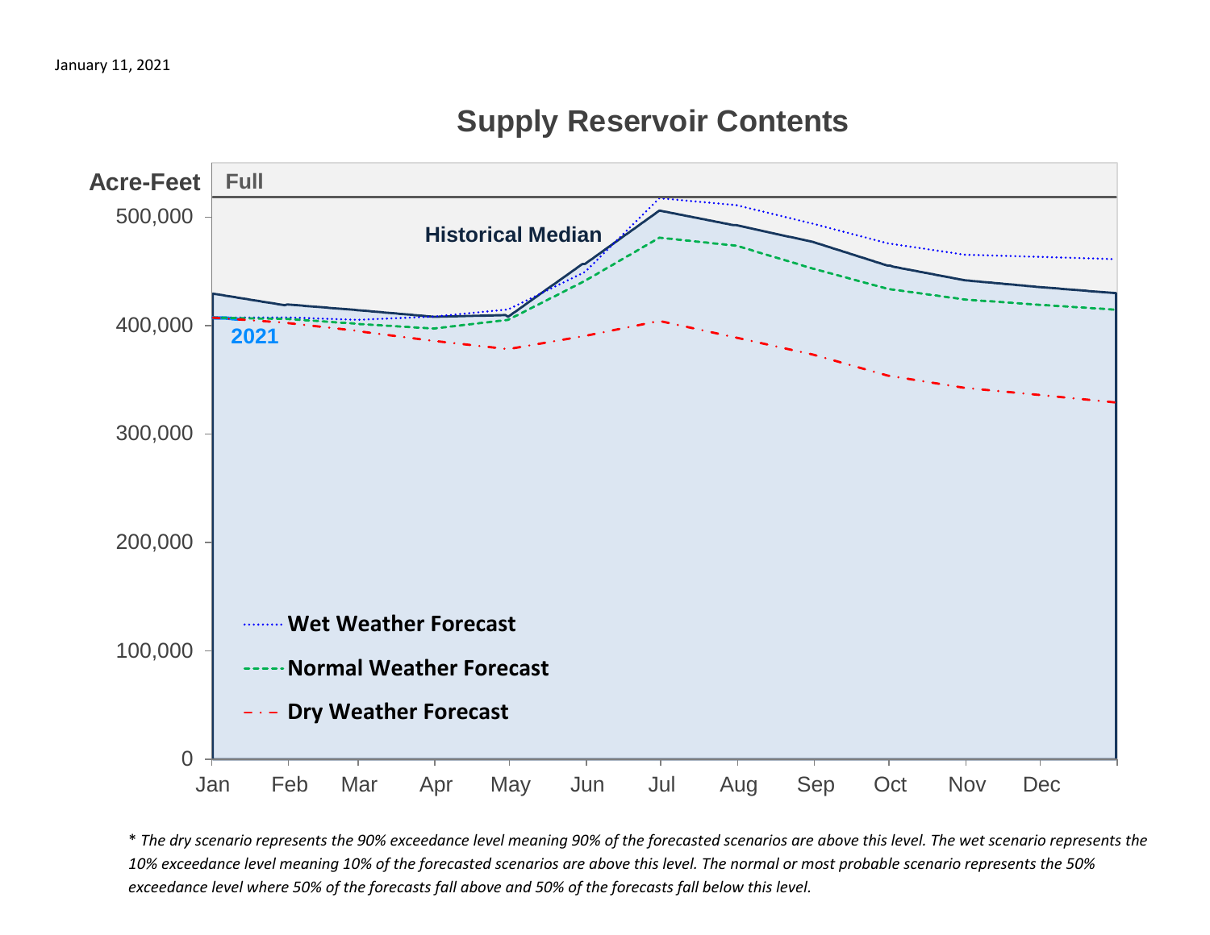January 11, 2021

## Supply Reservoir Contents

Acre-Feet

Full

Historical Median

2021

500,000
400,000
300,000
200,000
100,000
0

Jan Feb Mar Apr May Jun Jul Aug Sep Oct Nov Dec

Wet Weather Forecast

Normal Weather Forecast

Dry Weather Forecast

*\* The dry scenario represents the 90% exceedance level meaning 90% of the forecasted scenarios are above this level. The wet scenario represents the 10% exceedance level meaning 10% of the forecasted scenarios are above this level. The normal or most probable scenario represents the 50% exceedance level where 50% of the forecasts fall above and 50% of the forecasts fall below this level.*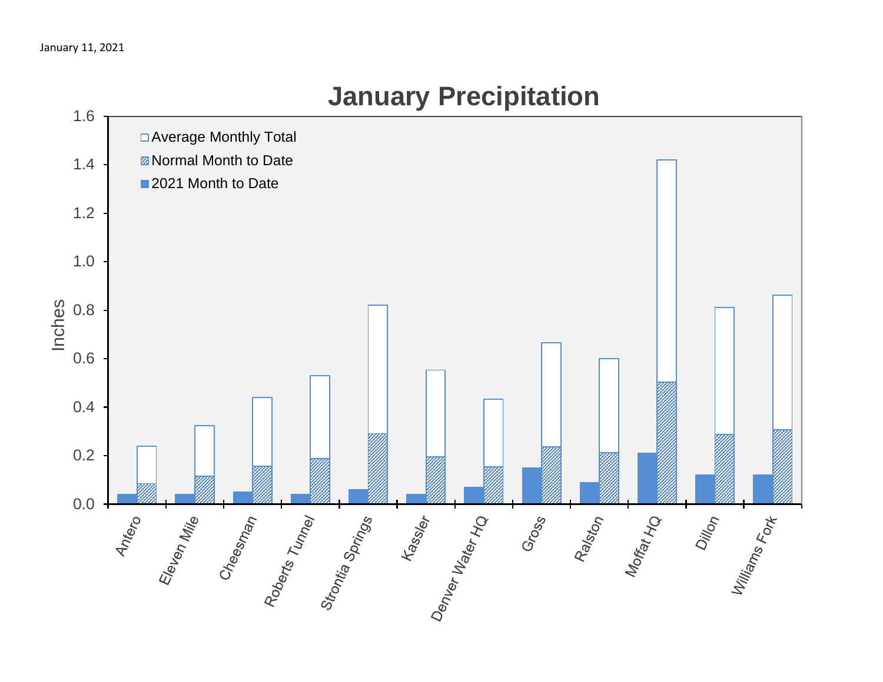January 11, 2021

# January Precipitation

| Location | Average Monthly Total | Normal Month to Date | 2021 Month to Date |
|---|---|---|---|
| Antero | 0.24 | 0.08 | 0.04 |
| Eleven Mile | 0.32 | 0.11 | 0.04 |
| Cheesman | 0.44 | 0.15 | 0.05 |
| Roberts Tunnel | 0.53 | 0.19 | 0.04 |
| Strontia Springs | 0.82 | 0.29 | 0.06 |
| Kassler | 0.55 | 0.19 | 0.04 |
| Denver Water HQ | 0.43 | 0.15 | 0.07 |
| Gross | 0.66 | 0.23 | 0.15 |
| Ralston | 0.60 | 0.21 | 0.09 |
| Moffat HQ | 1.42 | 0.50 | 0.21 |
| Dillon | 0.81 | 0.28 | 0.12 |
| Williams Fork | 0.86 | 0.30 | 0.12 |

Inches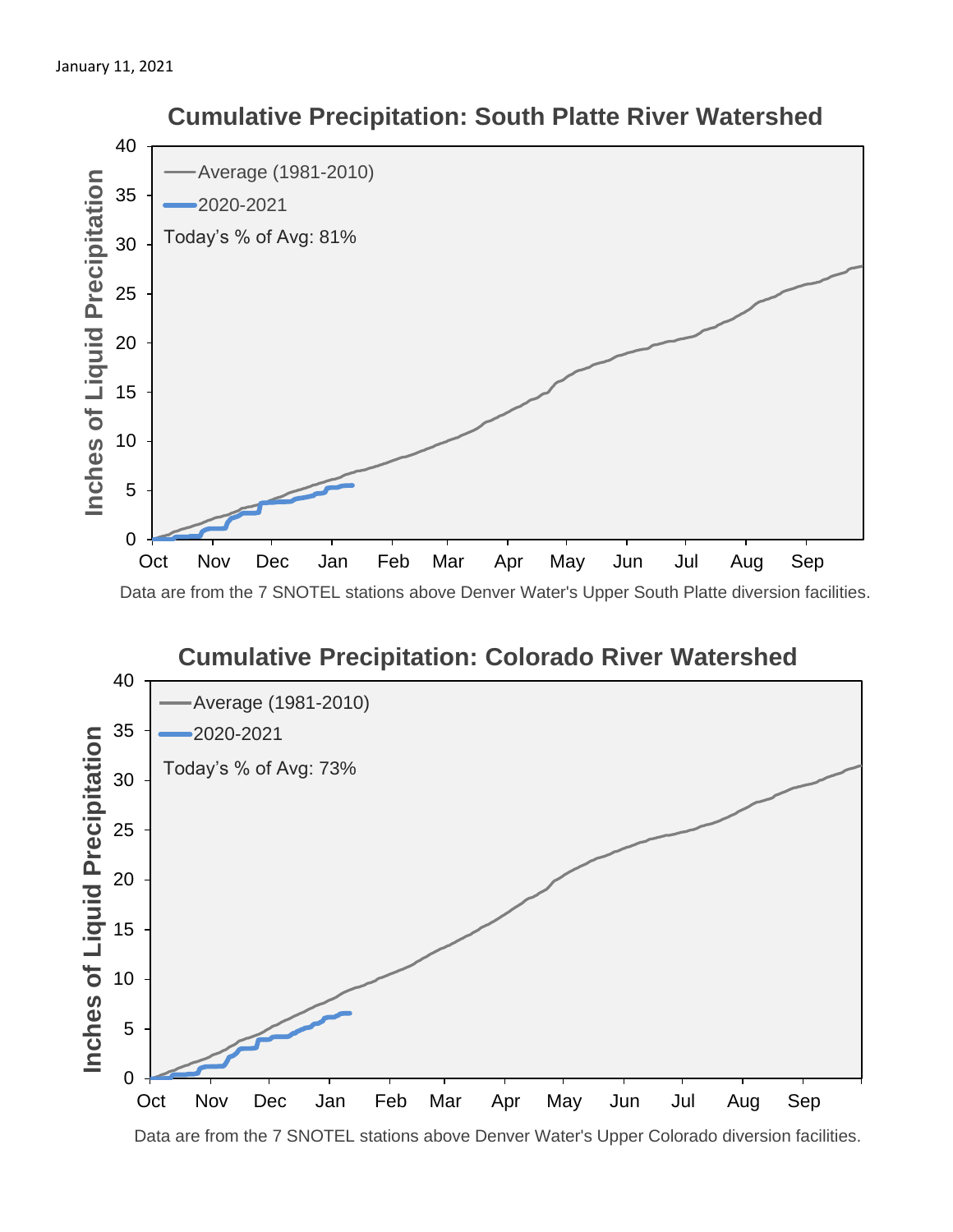January 11, 2021

## Cumulative Precipitation: South Platte River Watershed

Average (1981-2010)

2020-2021

Today's % of Avg: 81%

Data are from the 7 SNOTEL stations above Denver Water's Upper South Platte diversion facilities.

## Cumulative Precipitation: Colorado River Watershed

Average (1981-2010)

2020-2021

Today's % of Avg: 73%

Data are from the 7 SNOTEL stations above Denver Water's Upper Colorado diversion facilities.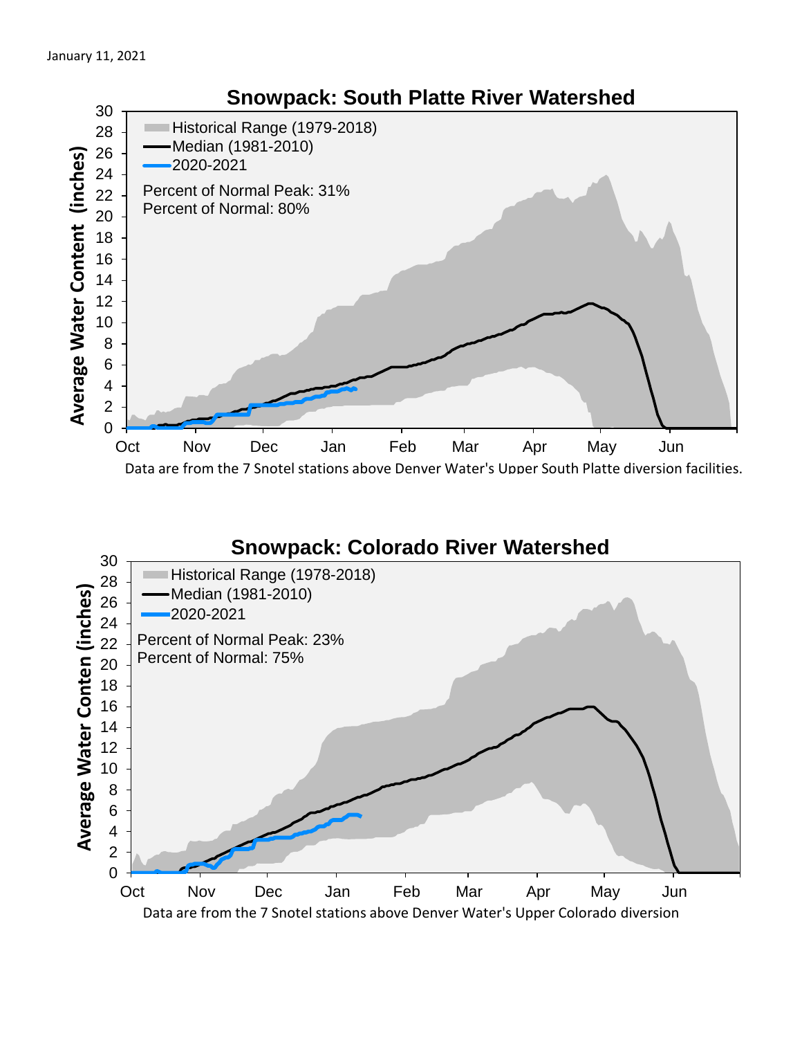January 11, 2021

## Snowpack: South Platte River Watershed

Average Water Content (inches)

- Historical Range (1979-2018)
- Median (1981-2010)
- 2020-2021

Percent of Normal Peak: 31%
Percent of Normal: 80%

Oct Nov Dec Jan Feb Mar Apr May Jun

Data are from the 7 Snotel stations above Denver Water's Upper South Platte diversion facilities.

## Snowpack: Colorado River Watershed

Average Water Conten (inches)

- Historical Range (1978-2018)
- Median (1981-2010)
- 2020-2021

Percent of Normal Peak: 23%
Percent of Normal: 75%

Oct Nov Dec Jan Feb Mar Apr May Jun

Data are from the 7 Snotel stations above Denver Water's Upper Colorado diversion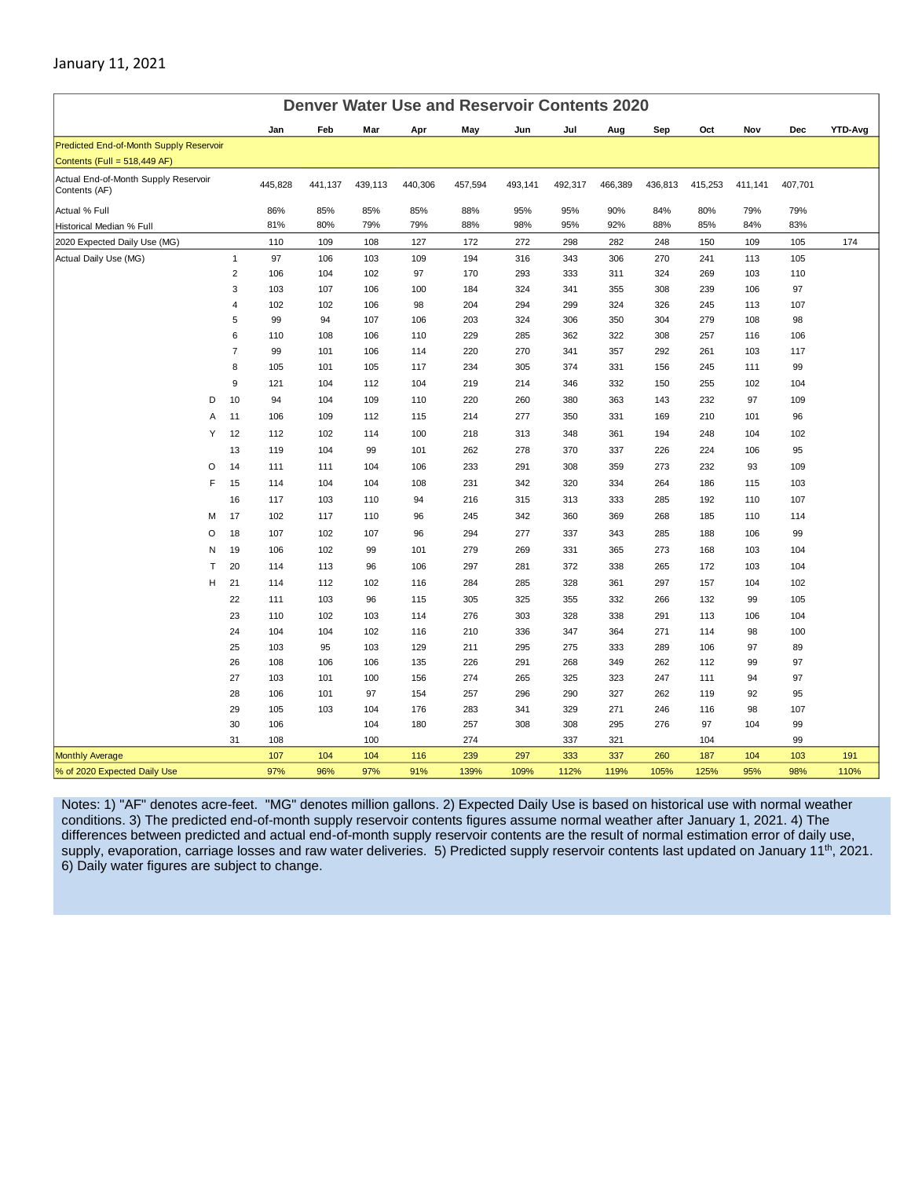January 11, 2021

## Denver Water Use and Reservoir Contents 2020

| | | | Jan | Feb | Mar | Apr | May | Jun | Jul | Aug | Sep | Oct | Nov | Dec | YTD-Avg |
|---|---|---|---|---|---|---|---|---|---|---|---|---|---|---|---|
| Predicted End-of-Month Supply Reservoir Contents (Full = 518,449 AF) | | | | | | | | | | | | | | | |
| Actual End-of-Month Supply Reservoir Contents (AF) | | | 445,828 | 441,137 | 439,113 | 440,306 | 457,594 | 493,141 | 492,317 | 466,389 | 436,813 | 415,253 | 411,141 | 407,701 | |
| Actual % Full | | | 86% | 85% | 85% | 85% | 88% | 95% | 95% | 90% | 84% | 80% | 79% | 79% | |
| Historical Median % Full | | | 81% | 80% | 79% | 79% | 88% | 98% | 95% | 92% | 88% | 85% | 84% | 83% | |
| 2020 Expected Daily Use (MG) | | | 110 | 109 | 108 | 127 | 172 | 272 | 298 | 282 | 248 | 150 | 109 | 105 | 174 |
| Actual Daily Use (MG) | | 1 | 97 | 106 | 103 | 109 | 194 | 316 | 343 | 306 | 270 | 241 | 113 | 105 | |
| | | 2 | 106 | 104 | 102 | 97 | 170 | 293 | 333 | 311 | 324 | 269 | 103 | 110 | |
| | | 3 | 103 | 107 | 106 | 100 | 184 | 324 | 341 | 355 | 308 | 239 | 106 | 97 | |
| | | 4 | 102 | 102 | 106 | 98 | 204 | 294 | 299 | 324 | 326 | 245 | 113 | 107 | |
| | | 5 | 99 | 94 | 107 | 106 | 203 | 324 | 306 | 350 | 304 | 279 | 108 | 98 | |
| | | 6 | 110 | 108 | 106 | 110 | 229 | 285 | 362 | 322 | 308 | 257 | 116 | 106 | |
| | | 7 | 99 | 101 | 106 | 114 | 220 | 270 | 341 | 357 | 292 | 261 | 103 | 117 | |
| | | 8 | 105 | 101 | 105 | 117 | 234 | 305 | 374 | 331 | 156 | 245 | 111 | 99 | |
| | | 9 | 121 | 104 | 112 | 104 | 219 | 214 | 346 | 332 | 150 | 255 | 102 | 104 | |
| | D | 10 | 94 | 104 | 109 | 110 | 220 | 260 | 380 | 363 | 143 | 232 | 97 | 109 | |
| | A | 11 | 106 | 109 | 112 | 115 | 214 | 277 | 350 | 331 | 169 | 210 | 101 | 96 | |
| | Y | 12 | 112 | 102 | 114 | 100 | 218 | 313 | 348 | 361 | 194 | 248 | 104 | 102 | |
| | | 13 | 119 | 104 | 99 | 101 | 262 | 278 | 370 | 337 | 226 | 224 | 106 | 95 | |
| | O | 14 | 111 | 111 | 104 | 106 | 233 | 291 | 308 | 359 | 273 | 232 | 93 | 109 | |
| | F | 15 | 114 | 104 | 104 | 108 | 231 | 342 | 320 | 334 | 264 | 186 | 115 | 103 | |
| | | 16 | 117 | 103 | 110 | 94 | 216 | 315 | 313 | 333 | 285 | 192 | 110 | 107 | |
| | M | 17 | 102 | 117 | 110 | 96 | 245 | 342 | 360 | 369 | 268 | 185 | 110 | 114 | |
| | O | 18 | 107 | 102 | 107 | 96 | 294 | 277 | 337 | 343 | 285 | 188 | 106 | 99 | |
| | N | 19 | 106 | 102 | 99 | 101 | 279 | 269 | 331 | 365 | 273 | 168 | 103 | 104 | |
| | T | 20 | 114 | 113 | 96 | 106 | 297 | 281 | 372 | 338 | 265 | 172 | 103 | 104 | |
| | H | 21 | 114 | 112 | 102 | 116 | 284 | 285 | 328 | 361 | 297 | 157 | 104 | 102 | |
| | | 22 | 111 | 103 | 96 | 115 | 305 | 325 | 355 | 332 | 266 | 132 | 99 | 105 | |
| | | 23 | 110 | 102 | 103 | 114 | 276 | 303 | 328 | 338 | 291 | 113 | 106 | 104 | |
| | | 24 | 104 | 104 | 102 | 116 | 210 | 336 | 347 | 364 | 271 | 114 | 98 | 100 | |
| | | 25 | 103 | 95 | 103 | 129 | 211 | 295 | 275 | 333 | 289 | 106 | 97 | 89 | |
| | | 26 | 108 | 106 | 106 | 135 | 226 | 291 | 268 | 349 | 262 | 112 | 99 | 97 | |
| | | 27 | 103 | 101 | 100 | 156 | 274 | 265 | 325 | 323 | 247 | 111 | 94 | 97 | |
| | | 28 | 106 | 101 | 97 | 154 | 257 | 296 | 290 | 327 | 262 | 119 | 92 | 95 | |
| | | 29 | 105 | 103 | 104 | 176 | 283 | 341 | 329 | 271 | 246 | 116 | 98 | 107 | |
| | | 30 | 106 | | 104 | 180 | 257 | 308 | 308 | 295 | 276 | 97 | 104 | 99 | |
| | | 31 | 108 | | 100 | | 274 | | 337 | 321 | | 104 | | 99 | |
| Monthly Average | | | 107 | 104 | 104 | 116 | 239 | 297 | 333 | 337 | 260 | 187 | 104 | 103 | 191 |
| % of 2020 Expected Daily Use | | | 97% | 96% | 97% | 91% | 139% | 109% | 112% | 119% | 105% | 125% | 95% | 98% | 110% |

Notes: 1) "AF" denotes acre-feet. "MG" denotes million gallons. 2) Expected Daily Use is based on historical use with normal weather conditions. 3) The predicted end-of-month supply reservoir contents figures assume normal weather after January 1, 2021. 4) The differences between predicted and actual end-of-month supply reservoir contents are the result of normal estimation error of daily use, supply, evaporation, carriage losses and raw water deliveries. 5) Predicted supply reservoir contents last updated on January 11th, 2021. 6) Daily water figures are subject to change.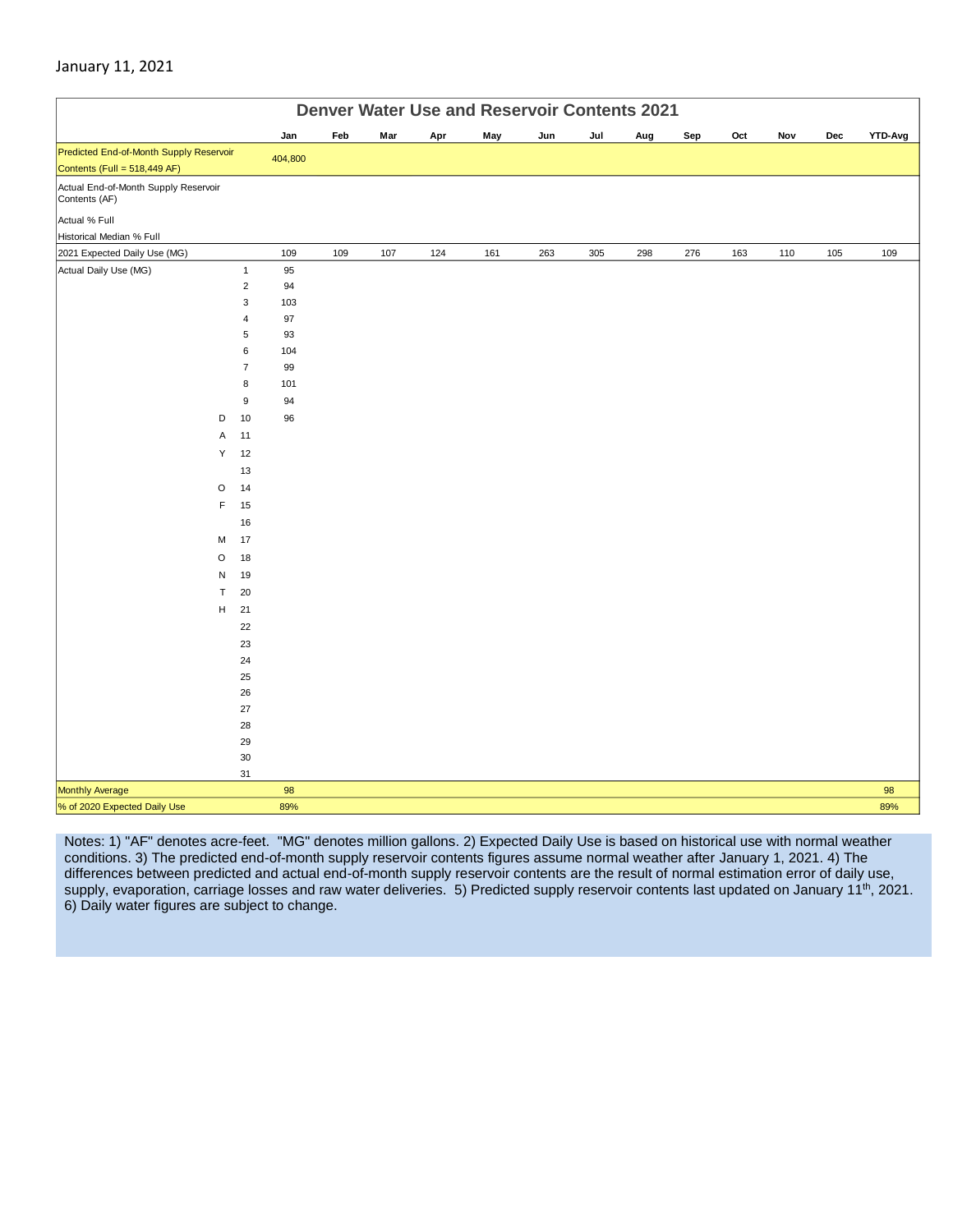January 11, 2021

| Denver Water Use and Reservoir Contents 2021 | | | | | | | | | | | | | | |
|---|---|---|---|---|---|---|---|---|---|---|---|---|---|---|
| | | Jan | Feb | Mar | Apr | May | Jun | Jul | Aug | Sep | Oct | Nov | Dec | YTD-Avg |
| Predicted End-of-Month Supply Reservoir Contents (Full = 518,449 AF) | | 404,800 | | | | | | | | | | | | |
| Actual End-of-Month Supply Reservoir Contents (AF) | | | | | | | | | | | | | | |
| Actual % Full | | | | | | | | | | | | | | |
| Historical Median % Full | | | | | | | | | | | | | | |
| 2021 Expected Daily Use (MG) | | 109 | 109 | 107 | 124 | 161 | 263 | 305 | 298 | 276 | 163 | 110 | 105 | 109 |
| Actual Daily Use (MG) | 1 | 95 | | | | | | | | | | | | |
| | 2 | 94 | | | | | | | | | | | | |
| | 3 | 103 | | | | | | | | | | | | |
| | 4 | 97 | | | | | | | | | | | | |
| | 5 | 93 | | | | | | | | | | | | |
| | 6 | 104 | | | | | | | | | | | | |
| | 7 | 99 | | | | | | | | | | | | |
| | 8 | 101 | | | | | | | | | | | | |
| | 9 | 94 | | | | | | | | | | | | |
| D | 10 | 96 | | | | | | | | | | | | |
| A | 11 | | | | | | | | | | | | | |
| Y | 12 | | | | | | | | | | | | | |
| | 13 | | | | | | | | | | | | | |
| O | 14 | | | | | | | | | | | | | |
| F | 15 | | | | | | | | | | | | | |
| | 16 | | | | | | | | | | | | | |
| M | 17 | | | | | | | | | | | | | |
| O | 18 | | | | | | | | | | | | | |
| N | 19 | | | | | | | | | | | | | |
| T | 20 | | | | | | | | | | | | | |
| H | 21 | | | | | | | | | | | | | |
| | 22 | | | | | | | | | | | | | |
| | 23 | | | | | | | | | | | | | |
| | 24 | | | | | | | | | | | | | |
| | 25 | | | | | | | | | | | | | |
| | 26 | | | | | | | | | | | | | |
| | 27 | | | | | | | | | | | | | |
| | 28 | | | | | | | | | | | | | |
| | 29 | | | | | | | | | | | | | |
| | 30 | | | | | | | | | | | | | |
| | 31 | | | | | | | | | | | | | |
| Monthly Average | | 98 | | | | | | | | | | | | 98 |
| % of 2020 Expected Daily Use | | 89% | | | | | | | | | | | | 89% |

Notes: 1) "AF" denotes acre-feet. "MG" denotes million gallons. 2) Expected Daily Use is based on historical use with normal weather conditions. 3) The predicted end-of-month supply reservoir contents figures assume normal weather after January 1, 2021. 4) The differences between predicted and actual end-of-month supply reservoir contents are the result of normal estimation error of daily use, supply, evaporation, carriage losses and raw water deliveries. 5) Predicted supply reservoir contents last updated on January 11th, 2021. 6) Daily water figures are subject to change.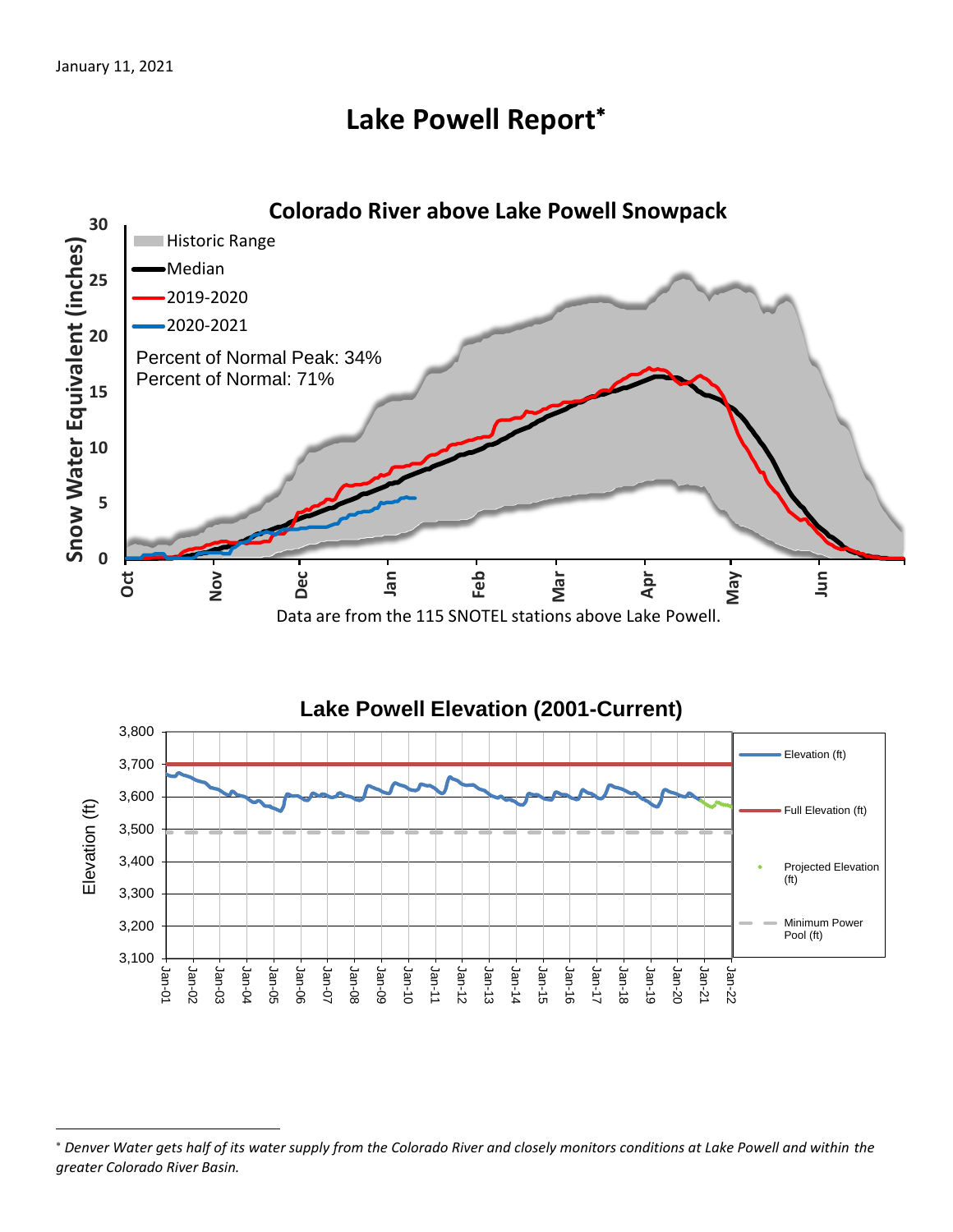January 11, 2021

# Lake Powell Report*

## Colorado River above Lake Powell Snowpack

Snow Water Equivalent (inches)

30
25
20
15
10
5
0

Historic Range
Median
2019-2020
2020-2021

Percent of Normal Peak: 34%
Percent of Normal: 71%

Oct
Nov
Dec
Jan
Feb
Mar
Apr
May
Jun

Data are from the 115 SNOTEL stations above Lake Powell.

## Lake Powell Elevation (2001-Current)

Elevation (ft)

3,800
3,700
3,600
3,500
3,400
3,300
3,200
3,100

Jan-01
Jan-02
Jan-03
Jan-04
Jan-05
Jan-06
Jan-07
Jan-08
Jan-09
Jan-10
Jan-11
Jan-12
Jan-13
Jan-14
Jan-15
Jan-16
Jan-17
Jan-18
Jan-19
Jan-20
Jan-21
Jan-22

Elevation (ft)
Full Elevation (ft)
Projected Elevation (ft)
Minimum Power Pool (ft)

---

* *Denver Water gets half of its water supply from the Colorado River and closely monitors conditions at Lake Powell and within the greater Colorado River Basin.*